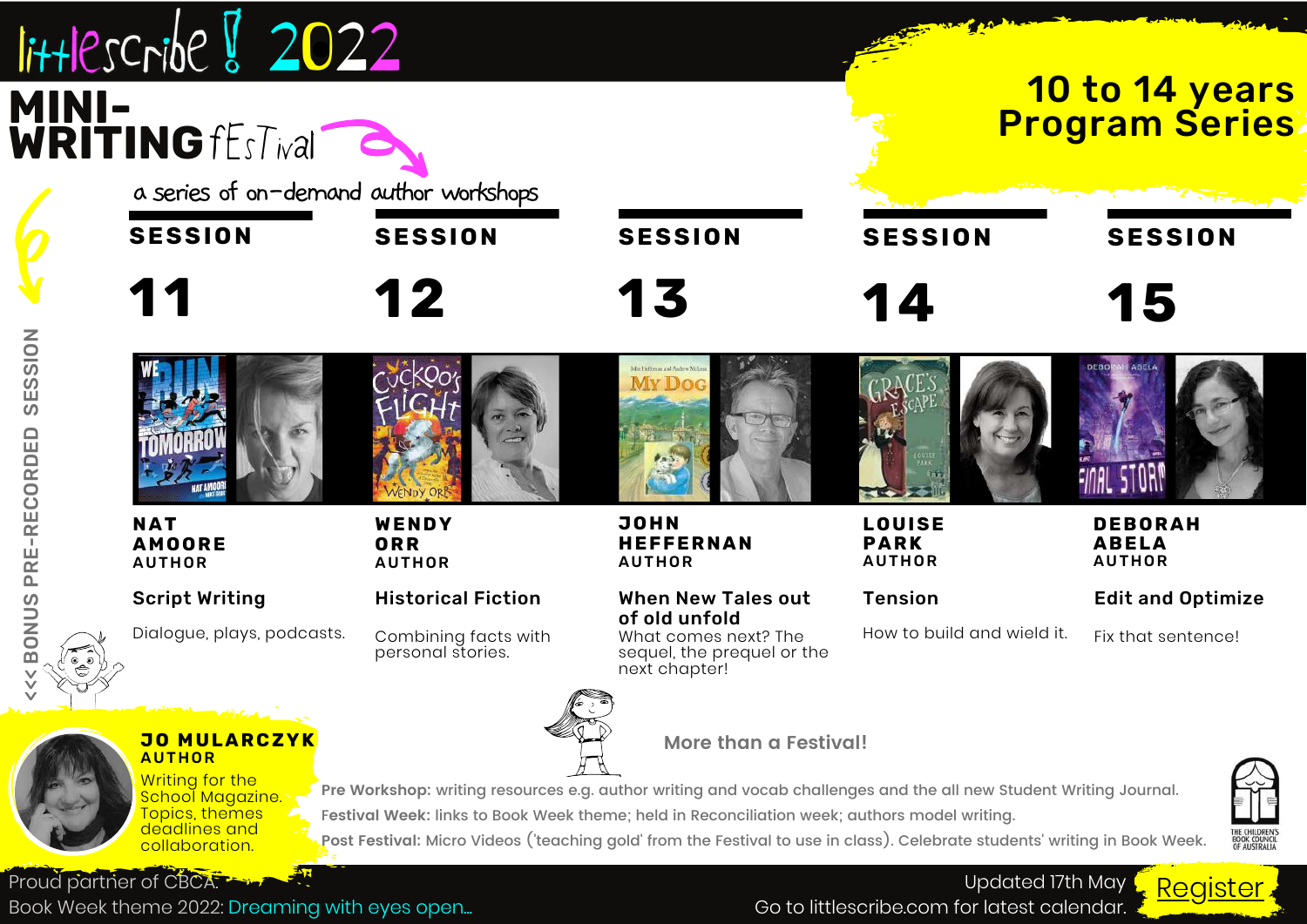# littlescribe! 2022

## MINI-WRITING fEsTival

*a series of on-demand author workshops*

**10 to 14 years Program Series**

### SESSION 11

**NAT AMOORE**
AUTHOR

**Script Writing**

Dialogue, plays, podcasts.

### SESSION 12

**WENDY ORR**
AUTHOR

**Historical Fiction**

Combining facts with personal stories.

### SESSION 13

**JOHN HEFFERNAN**
AUTHOR

**When New Tales out of old unfold**

What comes next? The sequel, the prequel or the next chapter!

### SESSION 14

**LOUISE PARK**
AUTHOR

**Tension**

How to build and wield it.

### SESSION 15

**DEBORAH ABELA**
AUTHOR

**Edit and Optimize**

Fix that sentence!

### <<< BONUS PRE-RECORDED SESSION

**JO MULARCZYK**
AUTHOR

Writing for the School Magazine. Topics, themes deadlines and collaboration.

### More than a Festival!

**Pre Workshop:** writing resources e.g. author writing and vocab challenges and the all new Student Writing Journal.

**Festival Week:** links to Book Week theme; held in Reconciliation week; authors model writing.

**Post Festival:** Micro Videos ('teaching gold' from the Festival to use in class). Celebrate students' writing in Book Week.

THE CHILDREN'S BOOK COUNCIL OF AUSTRALIA

Proud partner of CBCA.
Book Week theme 2022: Dreaming with eyes open...

Updated 17th May
Go to littlescribe.com for latest calendar.

Register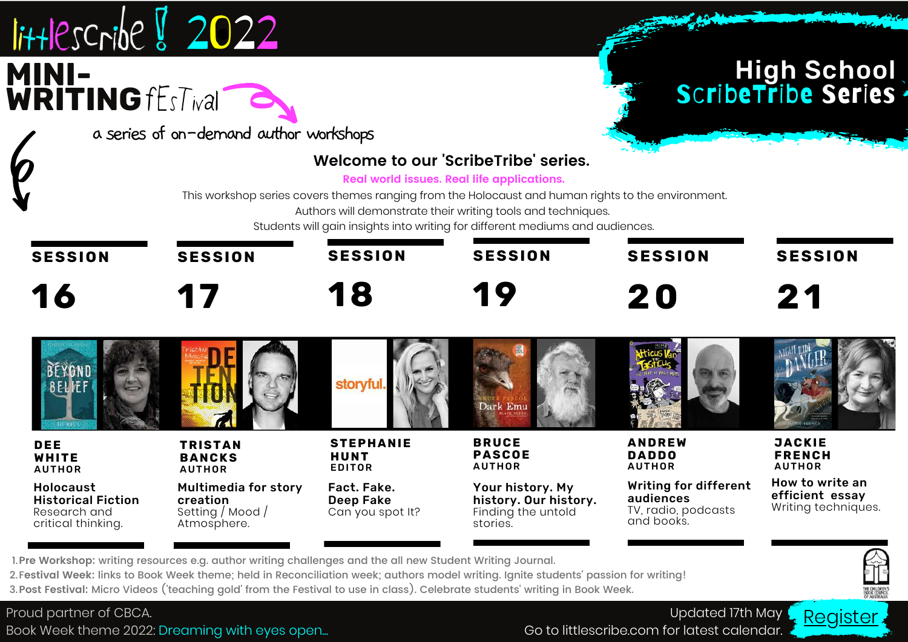# littlescribe! 2022

## MINI-WRITING fEsTival

a series of on-demand author workshops

## High School ScribeTribe Series

### Welcome to our 'ScribeTribe' series.

**Real world issues. Real life applications.**

This workshop series covers themes ranging from the Holocaust and human rights to the environment.
Authors will demonstrate their writing tools and techniques.
Students will gain insights into writing for different mediums and audiences.

**SESSION 16**

**DEE WHITE**
**AUTHOR**

**Holocaust Historical Fiction**
Research and critical thinking.

**SESSION 17**

**TRISTAN BANCKS**
**AUTHOR**

**Multimedia for story creation**
Setting / Mood / Atmosphere.

**SESSION 18**

**STEPHANIE HUNT**
**EDITOR**

**Fact. Fake. Deep Fake**
Can you spot It?

**SESSION 19**

**BRUCE PASCOE**
**AUTHOR**

**Your history. My history. Our history.**
Finding the untold stories.

**SESSION 20**

**ANDREW DADDO**
**AUTHOR**

**Writing for different audiences**
TV, radio, podcasts and books.

**SESSION 21**

**JACKIE FRENCH**
**AUTHOR**

**How to write an efficient essay**
Writing techniques.

1. **Pre Workshop:** writing resources e.g. author writing challenges and the all new Student Writing Journal.
2. **Festival Week:** links to Book Week theme; held in Reconciliation week; authors model writing. Ignite students' passion for writing!
3. **Post Festival:** Micro Videos ('teaching gold' from the Festival to use in class). Celebrate students' writing in Book Week.

Proud partner of CBCA.
Book Week theme 2022: Dreaming with eyes open...

Updated 17th May
Go to littlescribe.com for latest calendar.

Register